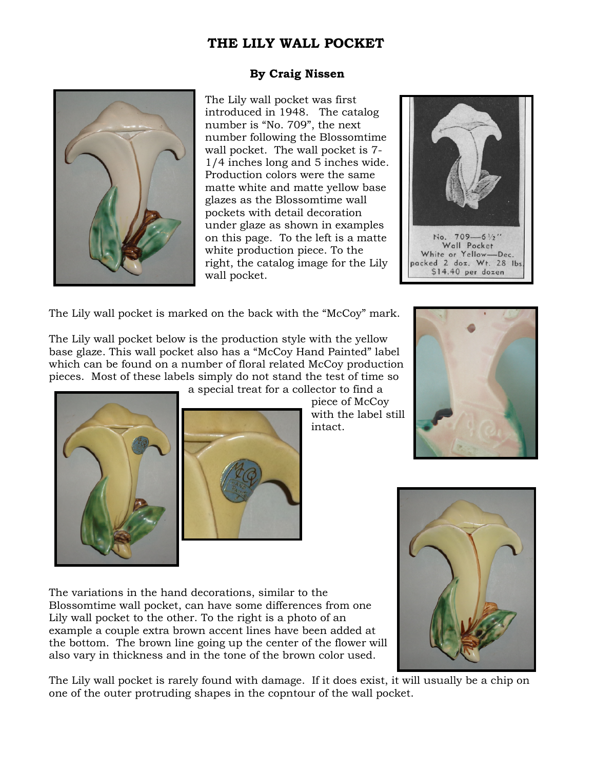# THE LILY WALL POCKET

**By Craig Nissen**

The Lily wall pocket was first introduced in 1948. The catalog number is "No. 709", the next number following the Blossomtime wall pocket. The wall pocket is 7-1/4 inches long and 5 inches wide. Production colors were the same matte white and matte yellow base glazes as the Blossomtime wall pockets with detail decoration under glaze as shown in examples on this page. To the left is a matte white production piece. To the right, the catalog image for the Lily wall pocket.

No. 709—6½"
Wall Pocket
White or Yellow—Dec.
packed 2 doz. Wt. 28 lbs.
$14.40 per dozen

The Lily wall pocket is marked on the back with the "McCoy" mark.

The Lily wall pocket below is the production style with the yellow base glaze. This wall pocket also has a "McCoy Hand Painted" label which can be found on a number of floral related McCoy production pieces. Most of these labels simply do not stand the test of time so a special treat for a collector to find a piece of McCoy with the label still intact.

The variations in the hand decorations, similar to the Blossomtime wall pocket, can have some differences from one Lily wall pocket to the other. To the right is a photo of an example a couple extra brown accent lines have been added at the bottom. The brown line going up the center of the flower will also vary in thickness and in the tone of the brown color used.

The Lily wall pocket is rarely found with damage. If it does exist, it will usually be a chip on one of the outer protruding shapes in the copntour of the wall pocket.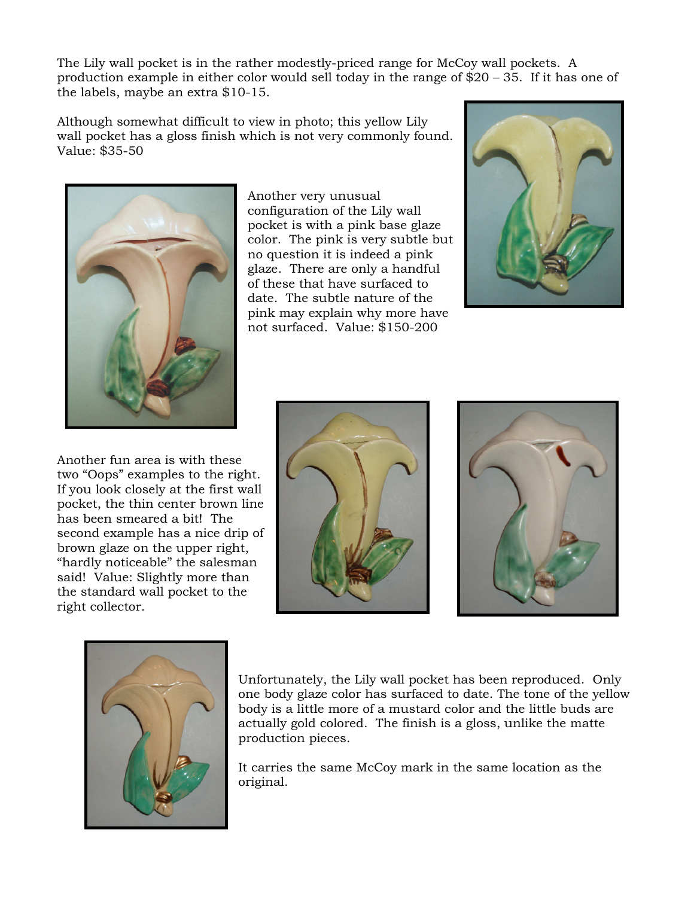The Lily wall pocket is in the rather modestly-priced range for McCoy wall pockets. A production example in either color would sell today in the range of $20 – 35. If it has one of the labels, maybe an extra $10-15.

Although somewhat difficult to view in photo; this yellow Lily wall pocket has a gloss finish which is not very commonly found. Value: $35-50

Another very unusual configuration of the Lily wall pocket is with a pink base glaze color. The pink is very subtle but no question it is indeed a pink glaze. There are only a handful of these that have surfaced to date. The subtle nature of the pink may explain why more have not surfaced. Value: $150-200

Another fun area is with these two "Oops" examples to the right. If you look closely at the first wall pocket, the thin center brown line has been smeared a bit! The second example has a nice drip of brown glaze on the upper right, "hardly noticeable" the salesman said! Value: Slightly more than the standard wall pocket to the right collector.

Unfortunately, the Lily wall pocket has been reproduced. Only one body glaze color has surfaced to date. The tone of the yellow body is a little more of a mustard color and the little buds are actually gold colored. The finish is a gloss, unlike the matte production pieces.

It carries the same McCoy mark in the same location as the original.